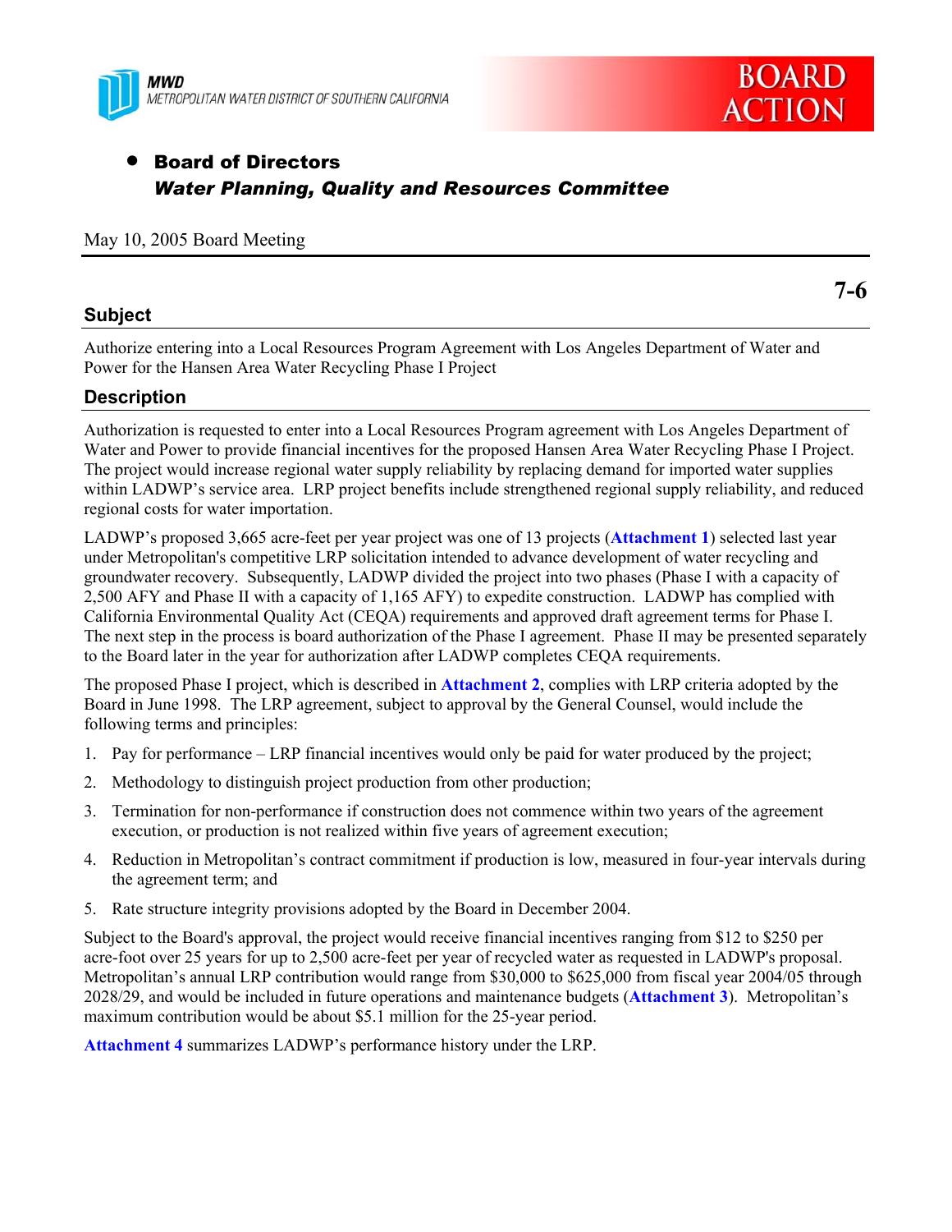MWD
METROPOLITAN WATER DISTRICT OF SOUTHERN CALIFORNIA

BOARD ACTION

- **Board of Directors**
  ***Water Planning, Quality and Resources Committee***

May 10, 2005 Board Meeting

**7-6**

## Subject

Authorize entering into a Local Resources Program Agreement with Los Angeles Department of Water and Power for the Hansen Area Water Recycling Phase I Project

## Description

Authorization is requested to enter into a Local Resources Program agreement with Los Angeles Department of Water and Power to provide financial incentives for the proposed Hansen Area Water Recycling Phase I Project. The project would increase regional water supply reliability by replacing demand for imported water supplies within LADWP's service area. LRP project benefits include strengthened regional supply reliability, and reduced regional costs for water importation.

LADWP's proposed 3,665 acre-feet per year project was one of 13 projects (**Attachment 1**) selected last year under Metropolitan's competitive LRP solicitation intended to advance development of water recycling and groundwater recovery. Subsequently, LADWP divided the project into two phases (Phase I with a capacity of 2,500 AFY and Phase II with a capacity of 1,165 AFY) to expedite construction. LADWP has complied with California Environmental Quality Act (CEQA) requirements and approved draft agreement terms for Phase I. The next step in the process is board authorization of the Phase I agreement. Phase II may be presented separately to the Board later in the year for authorization after LADWP completes CEQA requirements.

The proposed Phase I project, which is described in **Attachment 2**, complies with LRP criteria adopted by the Board in June 1998. The LRP agreement, subject to approval by the General Counsel, would include the following terms and principles:

1. Pay for performance – LRP financial incentives would only be paid for water produced by the project;
2. Methodology to distinguish project production from other production;
3. Termination for non-performance if construction does not commence within two years of the agreement execution, or production is not realized within five years of agreement execution;
4. Reduction in Metropolitan's contract commitment if production is low, measured in four-year intervals during the agreement term; and
5. Rate structure integrity provisions adopted by the Board in December 2004.

Subject to the Board's approval, the project would receive financial incentives ranging from $12 to $250 per acre-foot over 25 years for up to 2,500 acre-feet per year of recycled water as requested in LADWP's proposal. Metropolitan's annual LRP contribution would range from $30,000 to $625,000 from fiscal year 2004/05 through 2028/29, and would be included in future operations and maintenance budgets (**Attachment 3**). Metropolitan's maximum contribution would be about $5.1 million for the 25-year period.

**Attachment 4** summarizes LADWP's performance history under the LRP.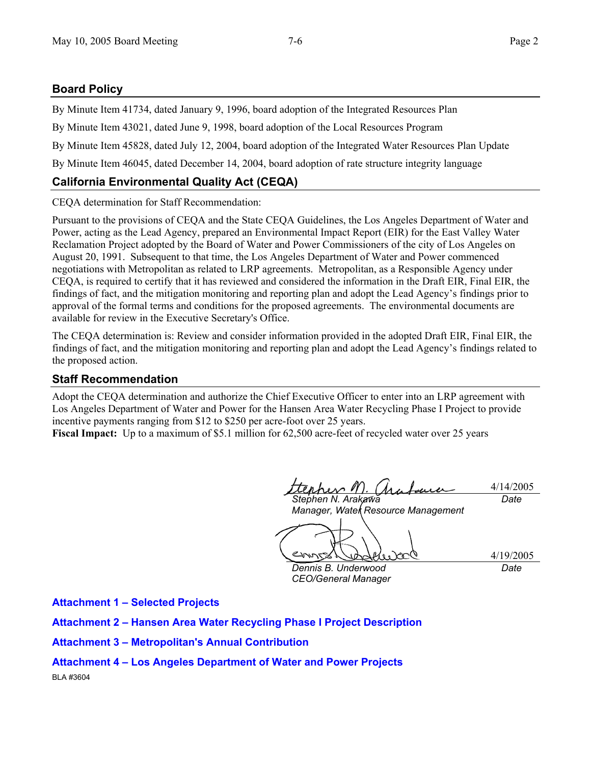## Board Policy

By Minute Item 41734, dated January 9, 1996, board adoption of the Integrated Resources Plan

By Minute Item 43021, dated June 9, 1998, board adoption of the Local Resources Program

By Minute Item 45828, dated July 12, 2004, board adoption of the Integrated Water Resources Plan Update

By Minute Item 46045, dated December 14, 2004, board adoption of rate structure integrity language

## California Environmental Quality Act (CEQA)

CEQA determination for Staff Recommendation:

Pursuant to the provisions of CEQA and the State CEQA Guidelines, the Los Angeles Department of Water and Power, acting as the Lead Agency, prepared an Environmental Impact Report (EIR) for the East Valley Water Reclamation Project adopted by the Board of Water and Power Commissioners of the city of Los Angeles on August 20, 1991. Subsequent to that time, the Los Angeles Department of Water and Power commenced negotiations with Metropolitan as related to LRP agreements. Metropolitan, as a Responsible Agency under CEQA, is required to certify that it has reviewed and considered the information in the Draft EIR, Final EIR, the findings of fact, and the mitigation monitoring and reporting plan and adopt the Lead Agency's findings prior to approval of the formal terms and conditions for the proposed agreements. The environmental documents are available for review in the Executive Secretary's Office.

The CEQA determination is: Review and consider information provided in the adopted Draft EIR, Final EIR, the findings of fact, and the mitigation monitoring and reporting plan and adopt the Lead Agency's findings related to the proposed action.

## Staff Recommendation

Adopt the CEQA determination and authorize the Chief Executive Officer to enter into an LRP agreement with Los Angeles Department of Water and Power for the Hansen Area Water Recycling Phase I Project to provide incentive payments ranging from $12 to $250 per acre-foot over 25 years.

**Fiscal Impact:** Up to a maximum of $5.1 million for 62,500 acre-feet of recycled water over 25 years

*Stephen N. Arakawa*
*Manager, Water Resource Management*
4/14/2005
*Date*

*Dennis B. Underwood*
*CEO/General Manager*
4/19/2005
*Date*

**Attachment 1 – Selected Projects**

**Attachment 2 – Hansen Area Water Recycling Phase I Project Description**

**Attachment 3 – Metropolitan's Annual Contribution**

**Attachment 4 – Los Angeles Department of Water and Power Projects**

BLA #3604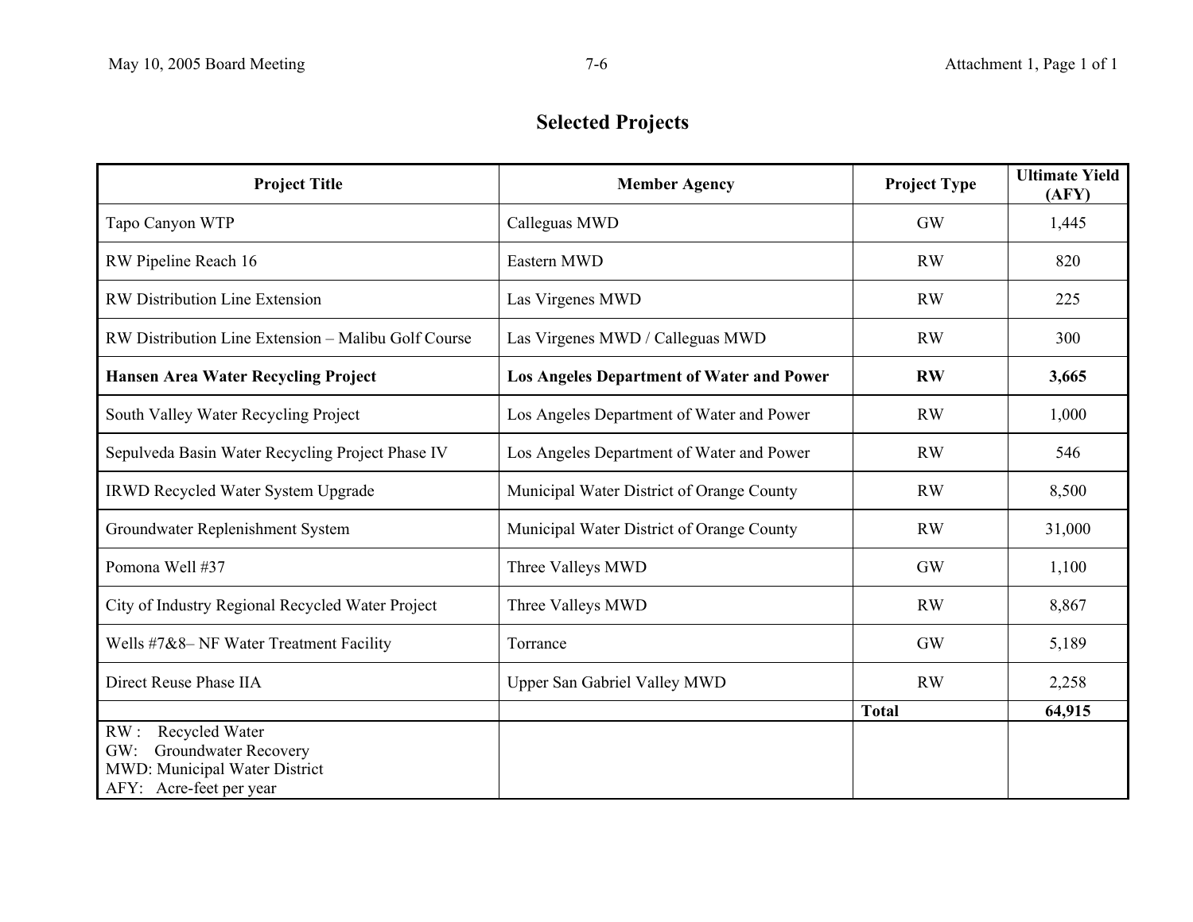# Selected Projects

| Project Title | Member Agency | Project Type | Ultimate Yield (AFY) |
|---|---|---|---|
| Tapo Canyon WTP | Calleguas MWD | GW | 1,445 |
| RW Pipeline Reach 16 | Eastern MWD | RW | 820 |
| RW Distribution Line Extension | Las Virgenes MWD | RW | 225 |
| RW Distribution Line Extension – Malibu Golf Course | Las Virgenes MWD / Calleguas MWD | RW | 300 |
| **Hansen Area Water Recycling Project** | **Los Angeles Department of Water and Power** | **RW** | **3,665** |
| South Valley Water Recycling Project | Los Angeles Department of Water and Power | RW | 1,000 |
| Sepulveda Basin Water Recycling Project Phase IV | Los Angeles Department of Water and Power | RW | 546 |
| IRWD Recycled Water System Upgrade | Municipal Water District of Orange County | RW | 8,500 |
| Groundwater Replenishment System | Municipal Water District of Orange County | RW | 31,000 |
| Pomona Well #37 | Three Valleys MWD | GW | 1,100 |
| City of Industry Regional Recycled Water Project | Three Valleys MWD | RW | 8,867 |
| Wells #7&8– NF Water Treatment Facility | Torrance | GW | 5,189 |
| Direct Reuse Phase IIA | Upper San Gabriel Valley MWD | RW | 2,258 |
| | | **Total** | **64,915** |
| RW : Recycled Water<br>GW: Groundwater Recovery<br>MWD: Municipal Water District<br>AFY: Acre-feet per year | | | |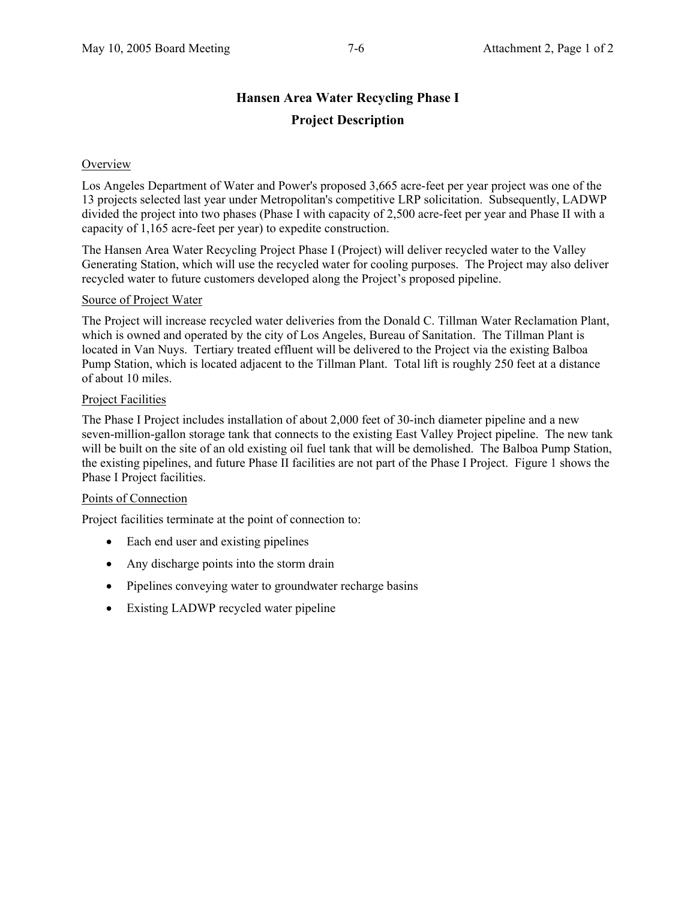# Hansen Area Water Recycling Phase I

## Project Description

### Overview

Los Angeles Department of Water and Power's proposed 3,665 acre-feet per year project was one of the 13 projects selected last year under Metropolitan's competitive LRP solicitation. Subsequently, LADWP divided the project into two phases (Phase I with capacity of 2,500 acre-feet per year and Phase II with a capacity of 1,165 acre-feet per year) to expedite construction.

The Hansen Area Water Recycling Project Phase I (Project) will deliver recycled water to the Valley Generating Station, which will use the recycled water for cooling purposes. The Project may also deliver recycled water to future customers developed along the Project's proposed pipeline.

### Source of Project Water

The Project will increase recycled water deliveries from the Donald C. Tillman Water Reclamation Plant, which is owned and operated by the city of Los Angeles, Bureau of Sanitation. The Tillman Plant is located in Van Nuys. Tertiary treated effluent will be delivered to the Project via the existing Balboa Pump Station, which is located adjacent to the Tillman Plant. Total lift is roughly 250 feet at a distance of about 10 miles.

### Project Facilities

The Phase I Project includes installation of about 2,000 feet of 30-inch diameter pipeline and a new seven-million-gallon storage tank that connects to the existing East Valley Project pipeline. The new tank will be built on the site of an old existing oil fuel tank that will be demolished. The Balboa Pump Station, the existing pipelines, and future Phase II facilities are not part of the Phase I Project. Figure 1 shows the Phase I Project facilities.

### Points of Connection

Project facilities terminate at the point of connection to:

- Each end user and existing pipelines
- Any discharge points into the storm drain
- Pipelines conveying water to groundwater recharge basins
- Existing LADWP recycled water pipeline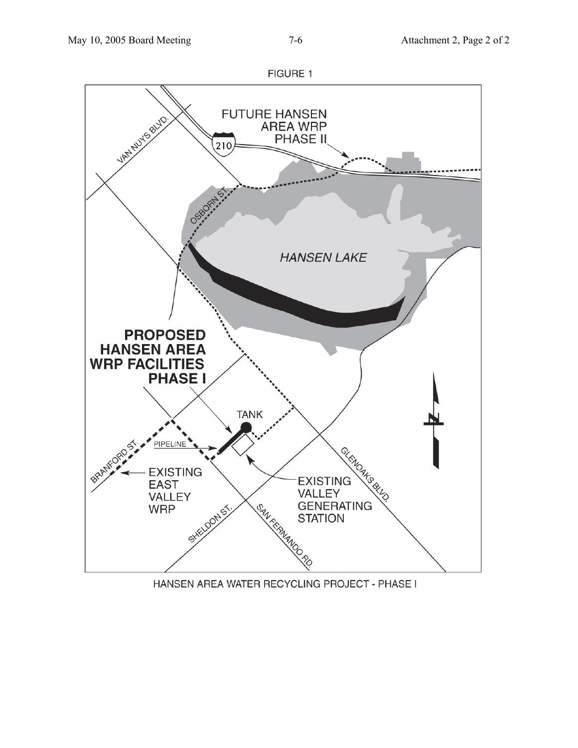FIGURE 1

FUTURE HANSEN AREA WRP PHASE II

210

VAN NUYS BLVD.

OSBORN ST.

*HANSEN LAKE*

**PROPOSED HANSEN AREA WRP FACILITIES PHASE I**

TANK

PIPELINE

BRANFORD ST.

EXISTING EAST VALLEY WRP

EXISTING VALLEY GENERATING STATION

GLENOAKS BLVD.

SHELDON ST.

SAN FERNANDO RD.

N

HANSEN AREA WATER RECYCLING PROJECT - PHASE I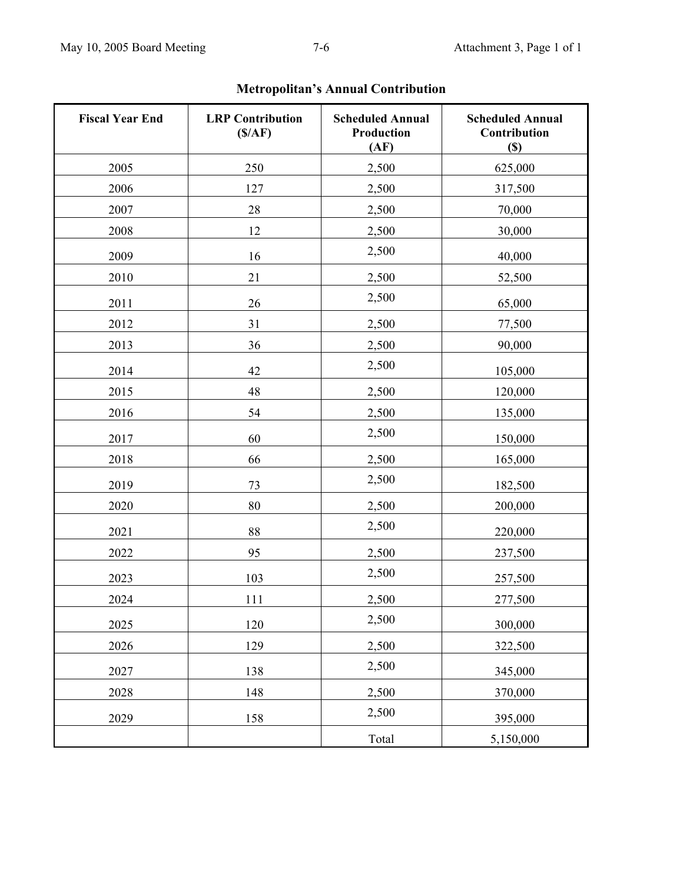## Metropolitan's Annual Contribution

| Fiscal Year End | LRP Contribution ($/AF) | Scheduled Annual Production (AF) | Scheduled Annual Contribution ($) |
|---|---|---|---|
| 2005 | 250 | 2,500 | 625,000 |
| 2006 | 127 | 2,500 | 317,500 |
| 2007 | 28 | 2,500 | 70,000 |
| 2008 | 12 | 2,500 | 30,000 |
| 2009 | 16 | 2,500 | 40,000 |
| 2010 | 21 | 2,500 | 52,500 |
| 2011 | 26 | 2,500 | 65,000 |
| 2012 | 31 | 2,500 | 77,500 |
| 2013 | 36 | 2,500 | 90,000 |
| 2014 | 42 | 2,500 | 105,000 |
| 2015 | 48 | 2,500 | 120,000 |
| 2016 | 54 | 2,500 | 135,000 |
| 2017 | 60 | 2,500 | 150,000 |
| 2018 | 66 | 2,500 | 165,000 |
| 2019 | 73 | 2,500 | 182,500 |
| 2020 | 80 | 2,500 | 200,000 |
| 2021 | 88 | 2,500 | 220,000 |
| 2022 | 95 | 2,500 | 237,500 |
| 2023 | 103 | 2,500 | 257,500 |
| 2024 | 111 | 2,500 | 277,500 |
| 2025 | 120 | 2,500 | 300,000 |
| 2026 | 129 | 2,500 | 322,500 |
| 2027 | 138 | 2,500 | 345,000 |
| 2028 | 148 | 2,500 | 370,000 |
| 2029 | 158 | 2,500 | 395,000 |
| | | Total | 5,150,000 |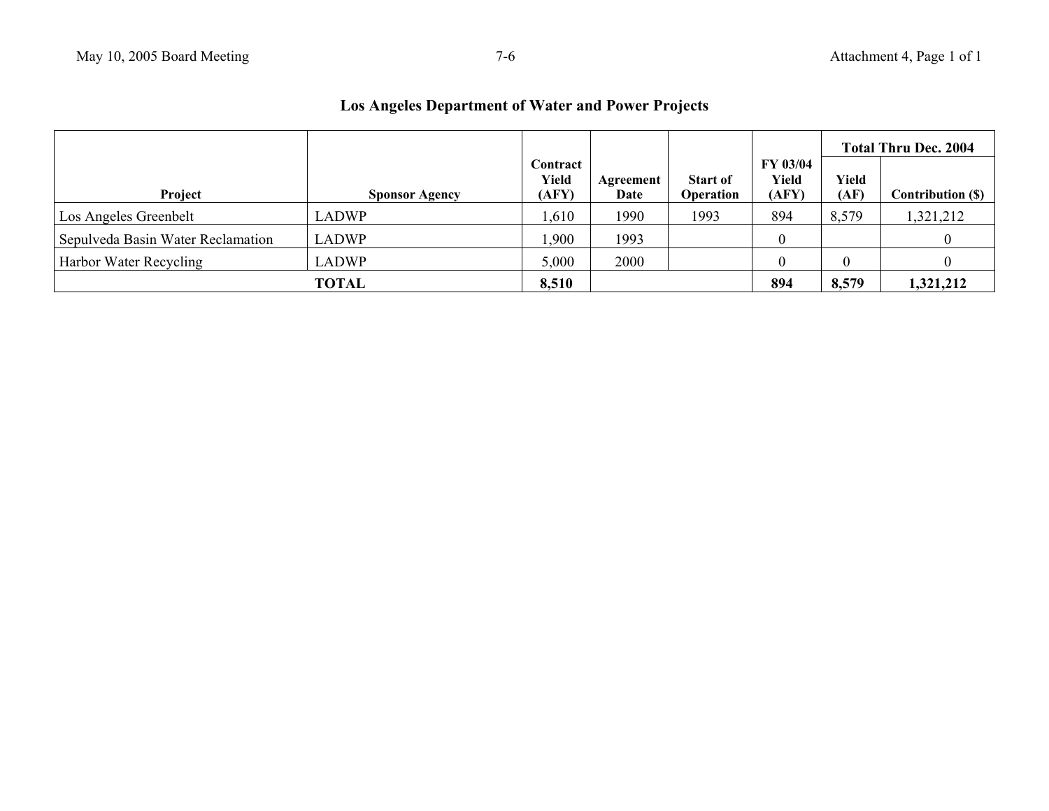## Los Angeles Department of Water and Power Projects

| Project | Sponsor Agency | Contract Yield (AFY) | Agreement Date | Start of Operation | FY 03/04 Yield (AFY) | Total Thru Dec. 2004 | |
|---|---|---|---|---|---|---|---|
| | | | | | | Yield (AF) | Contribution ($) |
| Los Angeles Greenbelt | LADWP | 1,610 | 1990 | 1993 | 894 | 8,579 | 1,321,212 |
| Sepulveda Basin Water Reclamation | LADWP | 1,900 | 1993 | | 0 | | 0 |
| Harbor Water Recycling | LADWP | 5,000 | 2000 | | 0 | 0 | 0 |
| **TOTAL** | | **8,510** | | | **894** | **8,579** | **1,321,212** |